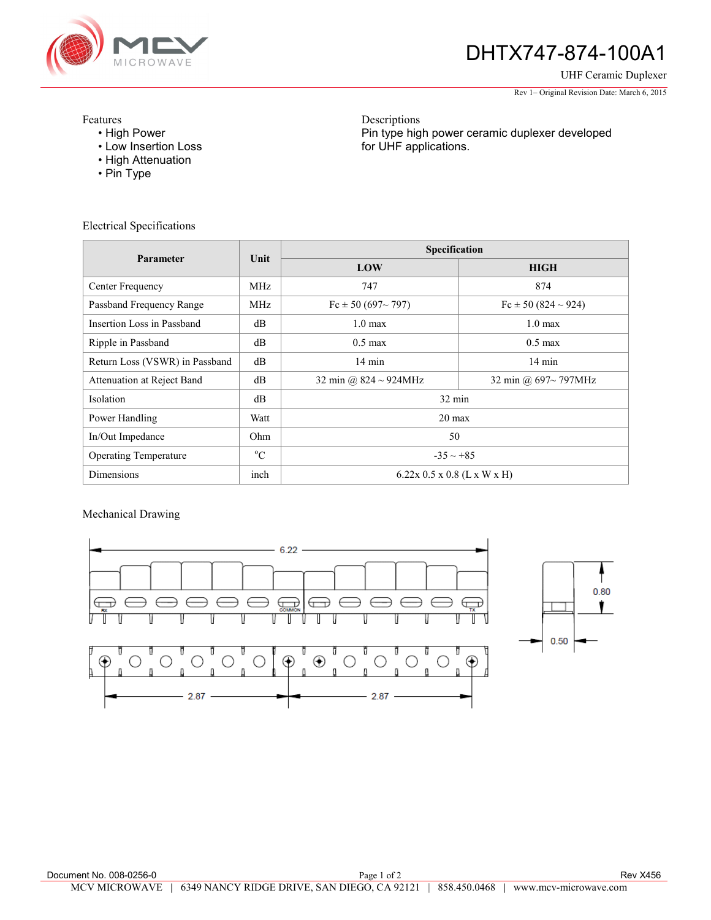# DHTX747-874-100A1

UHF Ceramic Duplexer

Rev 1– Original Revision Date: March 6, 2015

Features
- High Power
- Low Insertion Loss
- High Attenuation
- Pin Type

Descriptions

Pin type high power ceramic duplexer developed for UHF applications.

## Electrical Specifications

| Parameter | Unit | Specification | |
|---|---|---|---|
| | | **LOW** | **HIGH** |
| Center Frequency | MHz | 747 | 874 |
| Passband Frequency Range | MHz | Fc ± 50 (697~ 797) | Fc ± 50 (824 ~ 924) |
| Insertion Loss in Passband | dB | 1.0 max | 1.0 max |
| Ripple in Passband | dB | 0.5 max | 0.5 max |
| Return Loss (VSWR) in Passband | dB | 14 min | 14 min |
| Attenuation at Reject Band | dB | 32 min @ 824 ~ 924MHz | 32 min @ 697~ 797MHz |
| Isolation | dB | 32 min | |
| Power Handling | Watt | 20 max | |
| In/Out Impedance | Ohm | 50 | |
| Operating Temperature | °C | -35 ~ +85 | |
| Dimensions | inch | 6.22x 0.5 x 0.8 (L x W x H) | |

## Mechanical Drawing

6.22

RX COMMON TX

0.80

0.50

2.87 2.87

Document No. 008-0256-0

Rev X456

MCV MICROWAVE | 6349 NANCY RIDGE DRIVE, SAN DIEGO, CA 92121 | 858.450.0468 | www.mcv-microwave.com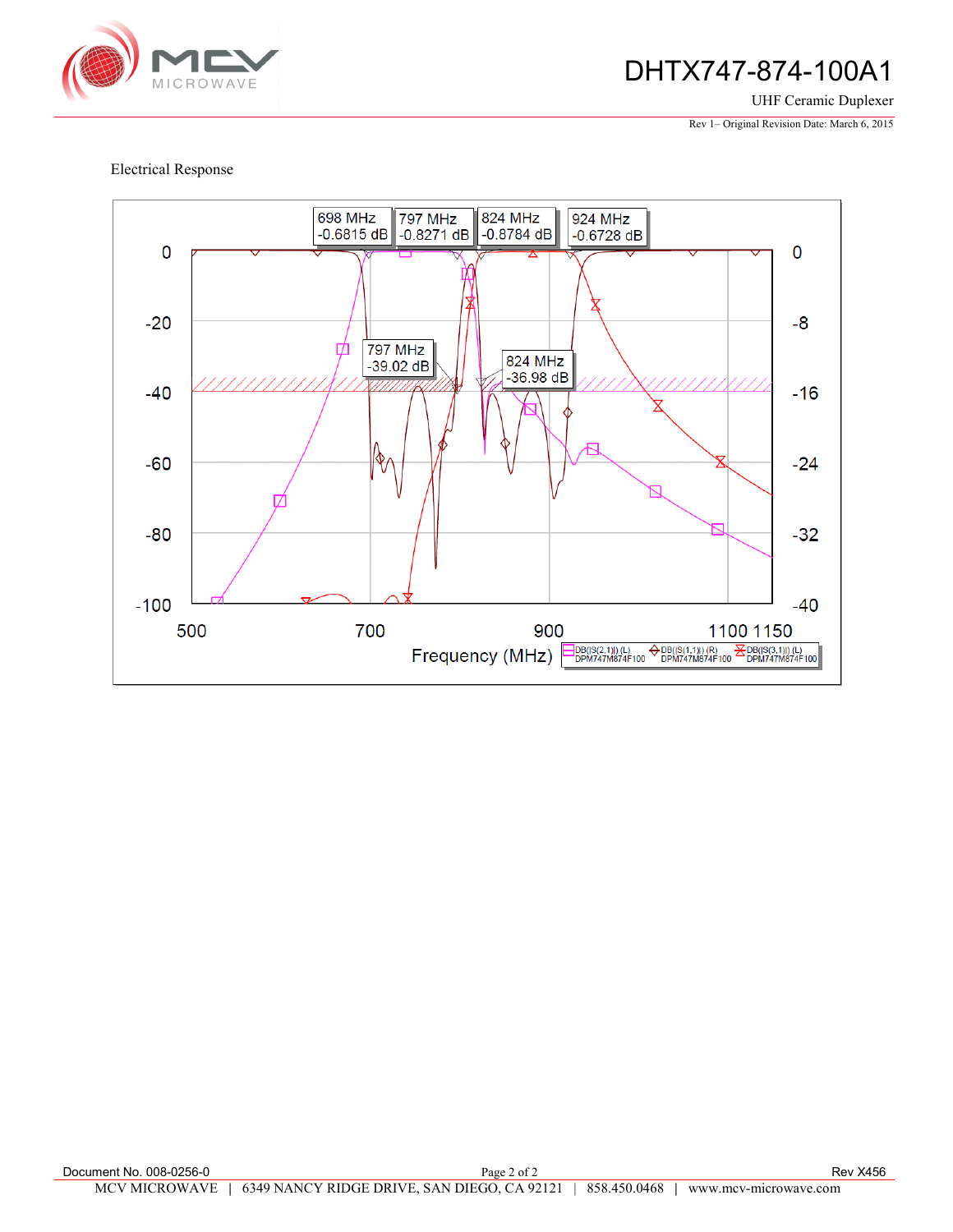Electrical Response

698 MHz
-0.6815 dB

797 MHz
-0.8271 dB

824 MHz
-0.8784 dB

924 MHz
-0.6728 dB

797 MHz
-39.02 dB

824 MHz
-36.98 dB

0
-20
-40
-60
-80
-100

0
-8
-16
-24
-32
-40

500
700
900
1100 1150

Frequency (MHz)

DB(|S(2,1)|) (L)
DPM747M874F100

DB(|S(1,1)|) (R)
DPM747M874F100

DB(|S(3,1)|) (L)
DPM747M874F100